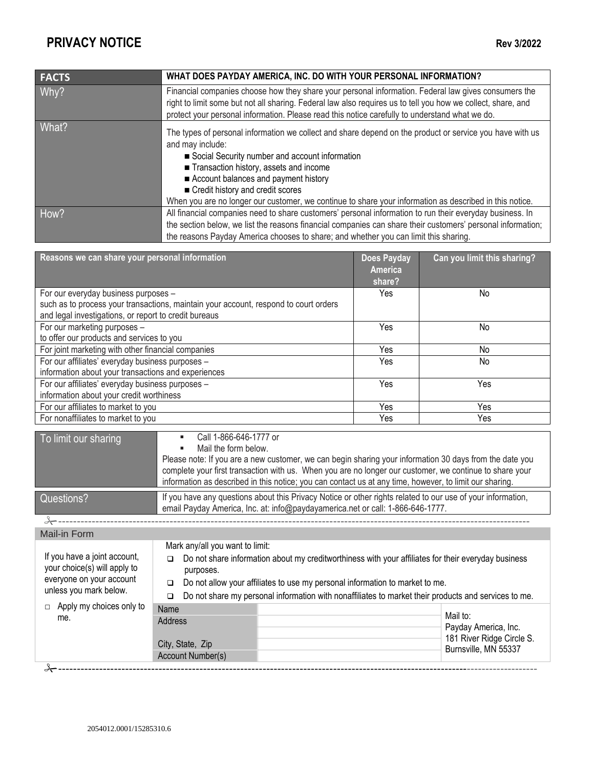# PRIVACY NOTICE

Rev 3/2022

| FACTS | WHAT DOES PAYDAY AMERICA, INC. DO WITH YOUR PERSONAL INFORMATION? |
|---|---|
| Why? | Financial companies choose how they share your personal information. Federal law gives consumers the right to limit some but not all sharing. Federal law also requires us to tell you how we collect, share, and protect your personal information. Please read this notice carefully to understand what we do. |
| What? | The types of personal information we collect and share depend on the product or service you have with us and may include: ■ Social Security number and account information ■ Transaction history, assets and income ■ Account balances and payment history ■ Credit history and credit scores When you are no longer our customer, we continue to share your information as described in this notice. |
| How? | All financial companies need to share customers' personal information to run their everyday business. In the section below, we list the reasons financial companies can share their customers' personal information; the reasons Payday America chooses to share; and whether you can limit this sharing. |

| Reasons we can share your personal information | Does Payday America share? | Can you limit this sharing? |
|---|---|---|
| For our everyday business purposes – such as to process your transactions, maintain your account, respond to court orders and legal investigations, or report to credit bureaus | Yes | No |
| For our marketing purposes – to offer our products and services to you | Yes | No |
| For joint marketing with other financial companies | Yes | No |
| For our affiliates' everyday business purposes – information about your transactions and experiences | Yes | No |
| For our affiliates' everyday business purposes – information about your credit worthiness | Yes | Yes |
| For our affiliates to market to you | Yes | Yes |
| For nonaffiliates to market to you | Yes | Yes |

| | |
|---|---|
| To limit our sharing | ▪ Call 1-866-646-1777 or ▪ Mail the form below. Please note: If you are a new customer, we can begin sharing your information 30 days from the date you complete your first transaction with us. When you are no longer our customer, we continue to share your information as described in this notice; you can contact us at any time, however, to limit our sharing. |
| Questions? | If you have any questions about this Privacy Notice or other rights related to our use of your information, email Payday America, Inc. at: info@paydayamerica.net or call: 1-866-646-1777. |

---

### Mail-in Form

If you have a joint account, your choice(s) will apply to everyone on your account unless you mark below.

□ Apply my choices only to me.

Mark any/all you want to limit:

- ❑ Do not share information about my creditworthiness with your affiliates for their everyday business purposes.
- ❑ Do not allow your affiliates to use my personal information to market to me.
- ❑ Do not share my personal information with nonaffiliates to market their products and services to me.

| | | |
|---|---|---|
| Name | | Mail to: Payday America, Inc. 181 River Ridge Circle S. Burnsville, MN 55337 |
| Address | | |
| City, State, Zip | | |
| Account Number(s) | | |

---

2054012.0001/15285310.6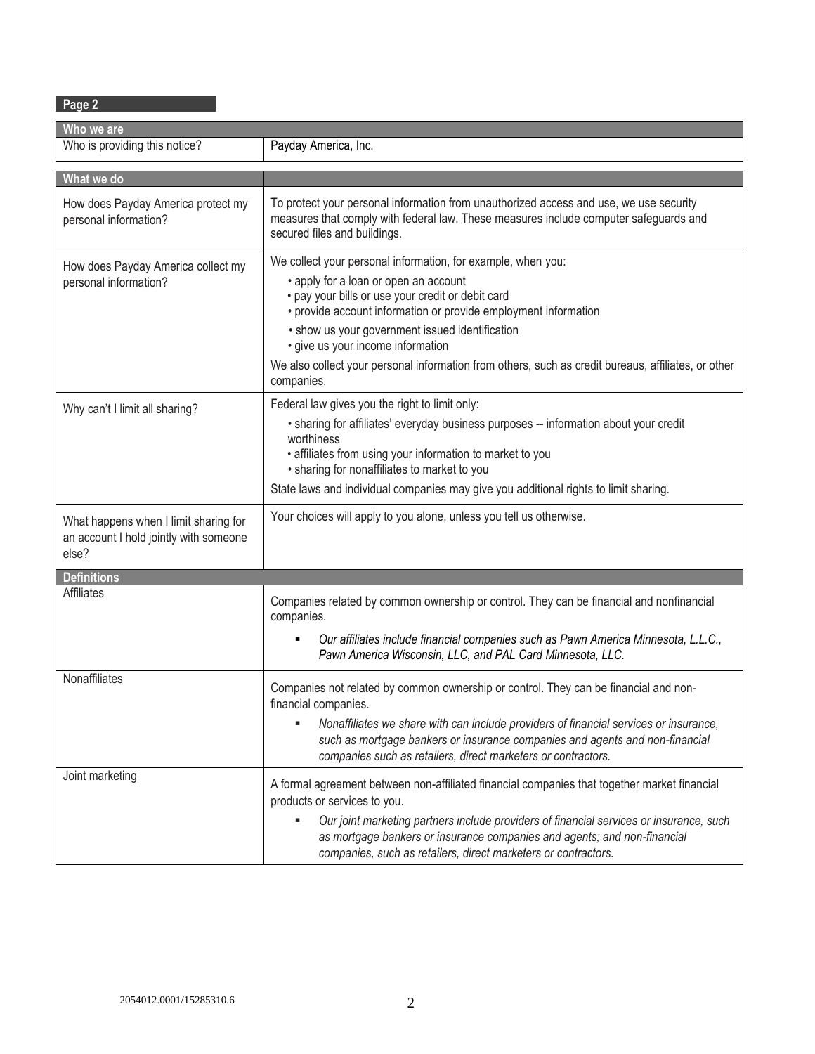**Page 2**

| Who we are | |
|---|---|
| Who is providing this notice? | Payday America, Inc. |

| What we do | |
|---|---|
| How does Payday America protect my personal information? | To protect your personal information from unauthorized access and use, we use security measures that comply with federal law. These measures include computer safeguards and secured files and buildings. |
| How does Payday America collect my personal information? | We collect your personal information, for example, when you:<br>• apply for a loan or open an account<br>• pay your bills or use your credit or debit card<br>• provide account information or provide employment information<br>• show us your government issued identification<br>• give us your income information<br>We also collect your personal information from others, such as credit bureaus, affiliates, or other companies. |
| Why can't I limit all sharing? | Federal law gives you the right to limit only:<br>• sharing for affiliates' everyday business purposes -- information about your credit worthiness<br>• affiliates from using your information to market to you<br>• sharing for nonaffiliates to market to you<br>State laws and individual companies may give you additional rights to limit sharing. |
| What happens when I limit sharing for an account I hold jointly with someone else? | Your choices will apply to you alone, unless you tell us otherwise. |

| Definitions | |
|---|---|
| Affiliates | Companies related by common ownership or control. They can be financial and nonfinancial companies.<br>▪ *Our affiliates include financial companies such as Pawn America Minnesota, L.L.C., Pawn America Wisconsin, LLC, and PAL Card Minnesota, LLC.* |
| Nonaffiliates | Companies not related by common ownership or control. They can be financial and non-financial companies.<br>▪ *Nonaffiliates we share with can include providers of financial services or insurance, such as mortgage bankers or insurance companies and agents and non-financial companies such as retailers, direct marketers or contractors.* |
| Joint marketing | A formal agreement between non-affiliated financial companies that together market financial products or services to you.<br>▪ *Our joint marketing partners include providers of financial services or insurance, such as mortgage bankers or insurance companies and agents; and non-financial companies, such as retailers, direct marketers or contractors.* |

2054012.0001/15285310.6